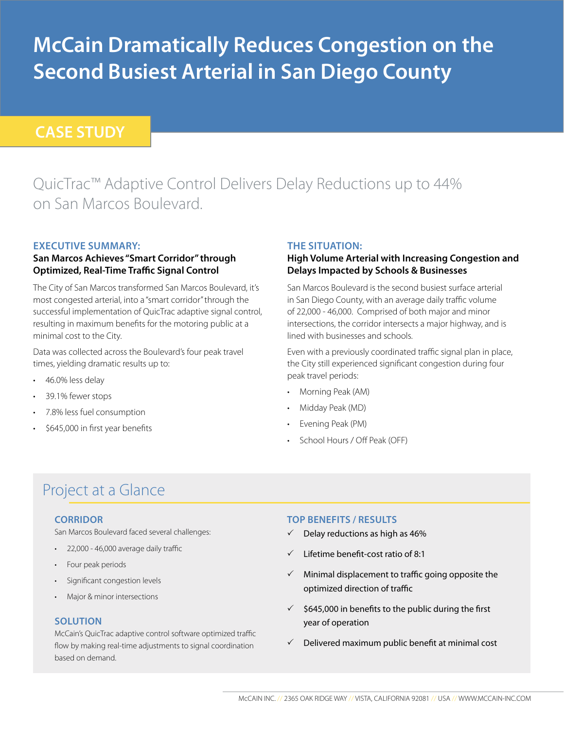# McCain Dramatically Reduces Congestion on the Second Busiest Arterial in San Diego County

**CASE STUDY**

## QuicTrac™ Adaptive Control Delivers Delay Reductions up to 44% on San Marcos Boulevard.

### EXECUTIVE SUMMARY:

**San Marcos Achieves "Smart Corridor" through Optimized, Real-Time Traffic Signal Control**

The City of San Marcos transformed San Marcos Boulevard, it's most congested arterial, into a "smart corridor" through the successful implementation of QuicTrac adaptive signal control, resulting in maximum benefits for the motoring public at a minimal cost to the City.

Data was collected across the Boulevard's four peak travel times, yielding dramatic results up to:

- 46.0% less delay
- 39.1% fewer stops
- 7.8% less fuel consumption
- $645,000 in first year benefits

### THE SITUATION:

**High Volume Arterial with Increasing Congestion and Delays Impacted by Schools & Businesses**

San Marcos Boulevard is the second busiest surface arterial in San Diego County, with an average daily traffic volume of 22,000 - 46,000. Comprised of both major and minor intersections, the corridor intersects a major highway, and is lined with businesses and schools.

Even with a previously coordinated traffic signal plan in place, the City still experienced significant congestion during four peak travel periods:

- Morning Peak (AM)
- Midday Peak (MD)
- Evening Peak (PM)
- School Hours / Off Peak (OFF)

## Project at a Glance

### CORRIDOR

San Marcos Boulevard faced several challenges:

- 22,000 - 46,000 average daily traffic
- Four peak periods
- Significant congestion levels
- Major & minor intersections

### SOLUTION

McCain's QuicTrac adaptive control software optimized traffic flow by making real-time adjustments to signal coordination based on demand.

### TOP BENEFITS / RESULTS

- ✓ Delay reductions as high as 46%
- ✓ Lifetime benefit-cost ratio of 8:1
- ✓ Minimal displacement to traffic going opposite the optimized direction of traffic
- ✓ $645,000 in benefits to the public during the first year of operation
- ✓ Delivered maximum public benefit at minimal cost

McCAIN INC. // 2365 OAK RIDGE WAY // VISTA, CALIFORNIA 92081 // USA // WWW.MCCAIN-INC.COM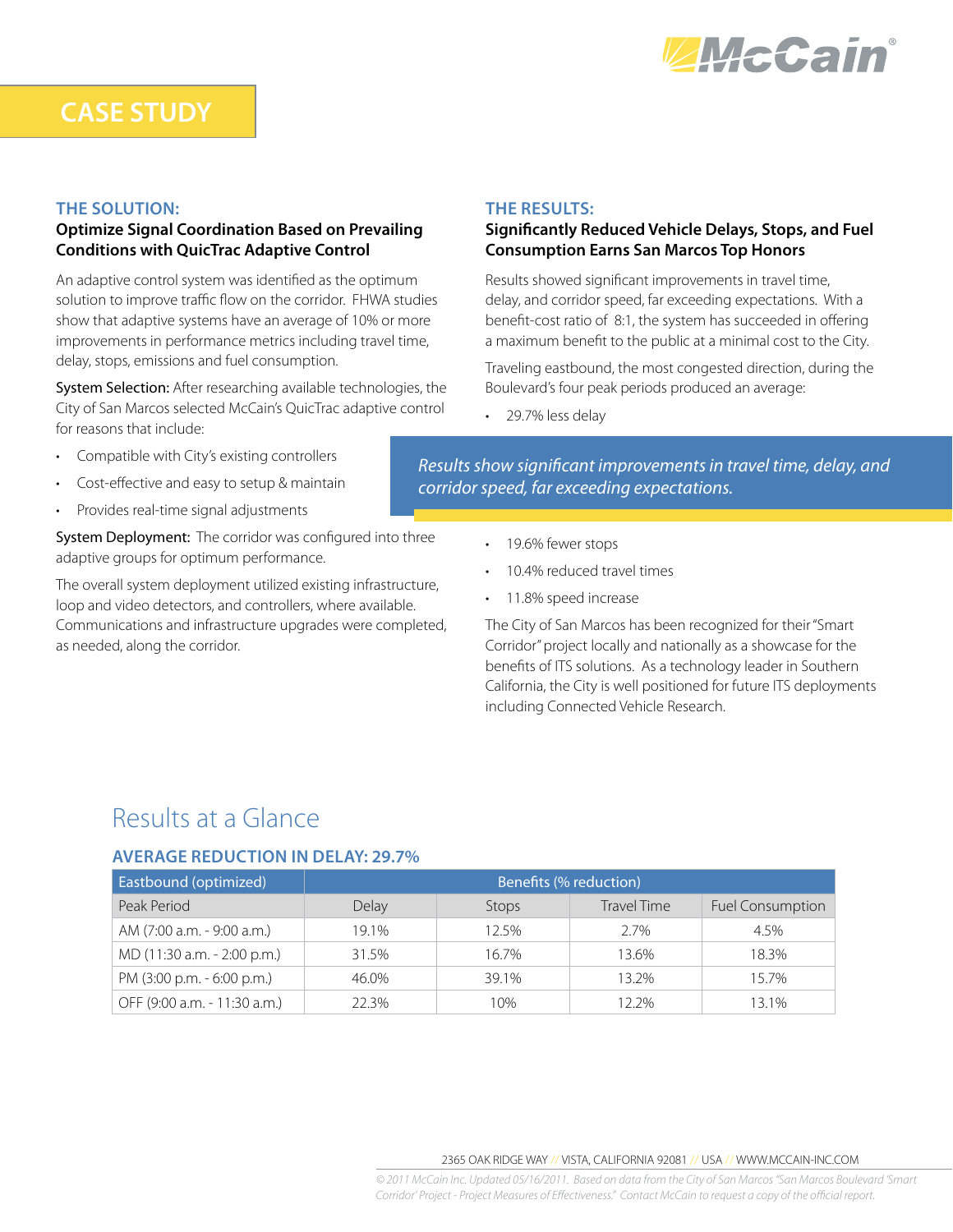CASE STUDY

## THE SOLUTION:

### Optimize Signal Coordination Based on Prevailing Conditions with QuicTrac Adaptive Control

An adaptive control system was identified as the optimum solution to improve traffic flow on the corridor. FHWA studies show that adaptive systems have an average of 10% or more improvements in performance metrics including travel time, delay, stops, emissions and fuel consumption.

System Selection: After researching available technologies, the City of San Marcos selected McCain's QuicTrac adaptive control for reasons that include:

- Compatible with City's existing controllers
- Cost-effective and easy to setup & maintain
- Provides real-time signal adjustments

System Deployment: The corridor was configured into three adaptive groups for optimum performance.

The overall system deployment utilized existing infrastructure, loop and video detectors, and controllers, where available. Communications and infrastructure upgrades were completed, as needed, along the corridor.

## THE RESULTS:

### Significantly Reduced Vehicle Delays, Stops, and Fuel Consumption Earns San Marcos Top Honors

Results showed significant improvements in travel time, delay, and corridor speed, far exceeding expectations. With a benefit-cost ratio of 8:1, the system has succeeded in offering a maximum benefit to the public at a minimal cost to the City.

Traveling eastbound, the most congested direction, during the Boulevard's four peak periods produced an average:

- 29.7% less delay
- 19.6% fewer stops
- 10.4% reduced travel times
- 11.8% speed increase

*Results show significant improvements in travel time, delay, and corridor speed, far exceeding expectations.*

The City of San Marcos has been recognized for their "Smart Corridor" project locally and nationally as a showcase for the benefits of ITS solutions. As a technology leader in Southern California, the City is well positioned for future ITS deployments including Connected Vehicle Research.

## Results at a Glance

### AVERAGE REDUCTION IN DELAY: 29.7%

| Eastbound (optimized) | Benefits (% reduction) | | | |
|---|---|---|---|---|
| Peak Period | Delay | Stops | Travel Time | Fuel Consumption |
| AM (7:00 a.m. - 9:00 a.m.) | 19.1% | 12.5% | 2.7% | 4.5% |
| MD (11:30 a.m. - 2:00 p.m.) | 31.5% | 16.7% | 13.6% | 18.3% |
| PM (3:00 p.m. - 6:00 p.m.) | 46.0% | 39.1% | 13.2% | 15.7% |
| OFF (9:00 a.m. - 11:30 a.m.) | 22.3% | 10% | 12.2% | 13.1% |

2365 OAK RIDGE WAY // VISTA, CALIFORNIA 92081 // USA // WWW.MCCAIN-INC.COM

*© 2011 McCain Inc. Updated 05/16/2011. Based on data from the City of San Marcos "San Marcos Boulevard 'Smart Corridor' Project - Project Measures of Effectiveness." Contact McCain to request a copy of the official report.*